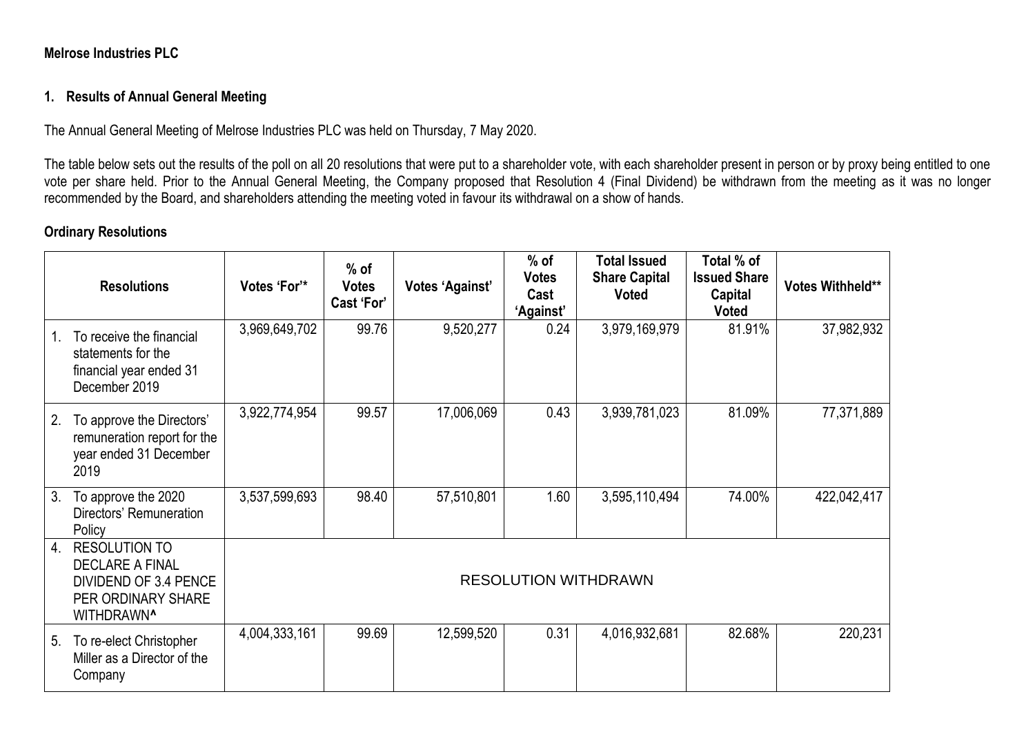**Melrose Industries PLC**

## 1. Results of Annual General Meeting

The Annual General Meeting of Melrose Industries PLC was held on Thursday, 7 May 2020.

The table below sets out the results of the poll on all 20 resolutions that were put to a shareholder vote, with each shareholder present in person or by proxy being entitled to one vote per share held. Prior to the Annual General Meeting, the Company proposed that Resolution 4 (Final Dividend) be withdrawn from the meeting as it was no longer recommended by the Board, and shareholders attending the meeting voted in favour its withdrawal on a show of hands.

### Ordinary Resolutions

| Resolutions | Votes 'For'* | % of Votes Cast 'For' | Votes 'Against' | % of Votes Cast 'Against' | Total Issued Share Capital Voted | Total % of Issued Share Capital Voted | Votes Withheld** |
|---|---|---|---|---|---|---|---|
| 1. To receive the financial statements for the financial year ended 31 December 2019 | 3,969,649,702 | 99.76 | 9,520,277 | 0.24 | 3,979,169,979 | 81.91% | 37,982,932 |
| 2. To approve the Directors' remuneration report for the year ended 31 December 2019 | 3,922,774,954 | 99.57 | 17,006,069 | 0.43 | 3,939,781,023 | 81.09% | 77,371,889 |
| 3. To approve the 2020 Directors' Remuneration Policy | 3,537,599,693 | 98.40 | 57,510,801 | 1.60 | 3,595,110,494 | 74.00% | 422,042,417 |
| 4. RESOLUTION TO DECLARE A FINAL DIVIDEND OF 3.4 PENCE PER ORDINARY SHARE WITHDRAWN^ | RESOLUTION WITHDRAWN | | | | | | |
| 5. To re-elect Christopher Miller as a Director of the Company | 4,004,333,161 | 99.69 | 12,599,520 | 0.31 | 4,016,932,681 | 82.68% | 220,231 |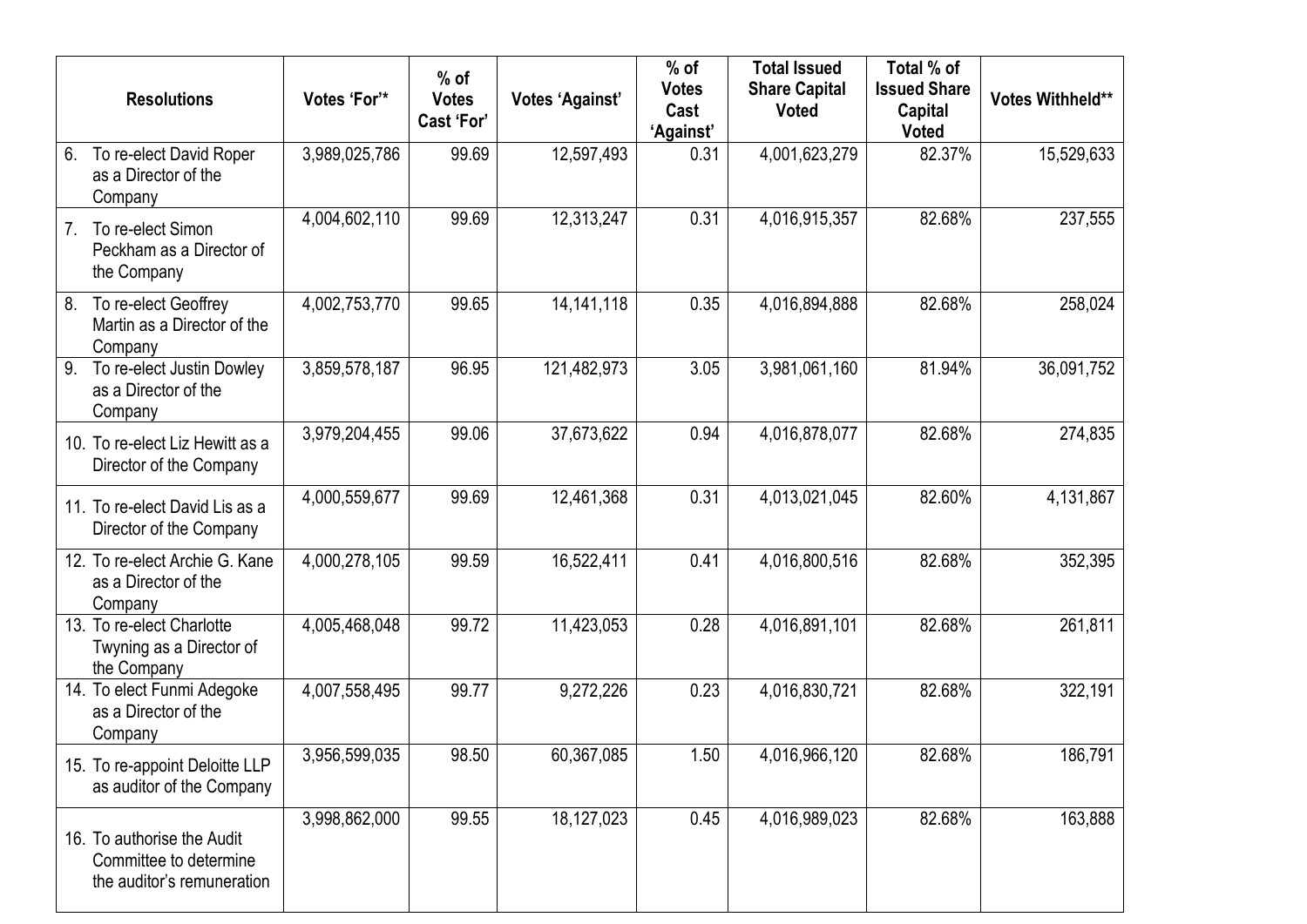| Resolutions | Votes 'For'* | % of Votes Cast 'For' | Votes 'Against' | % of Votes Cast 'Against' | Total Issued Share Capital Voted | Total % of Issued Share Capital Voted | Votes Withheld** |
|---|---|---|---|---|---|---|---|
| 6. To re-elect David Roper as a Director of the Company | 3,989,025,786 | 99.69 | 12,597,493 | 0.31 | 4,001,623,279 | 82.37% | 15,529,633 |
| 7. To re-elect Simon Peckham as a Director of the Company | 4,004,602,110 | 99.69 | 12,313,247 | 0.31 | 4,016,915,357 | 82.68% | 237,555 |
| 8. To re-elect Geoffrey Martin as a Director of the Company | 4,002,753,770 | 99.65 | 14,141,118 | 0.35 | 4,016,894,888 | 82.68% | 258,024 |
| 9. To re-elect Justin Dowley as a Director of the Company | 3,859,578,187 | 96.95 | 121,482,973 | 3.05 | 3,981,061,160 | 81.94% | 36,091,752 |
| 10. To re-elect Liz Hewitt as a Director of the Company | 3,979,204,455 | 99.06 | 37,673,622 | 0.94 | 4,016,878,077 | 82.68% | 274,835 |
| 11. To re-elect David Lis as a Director of the Company | 4,000,559,677 | 99.69 | 12,461,368 | 0.31 | 4,013,021,045 | 82.60% | 4,131,867 |
| 12. To re-elect Archie G. Kane as a Director of the Company | 4,000,278,105 | 99.59 | 16,522,411 | 0.41 | 4,016,800,516 | 82.68% | 352,395 |
| 13. To re-elect Charlotte Twyning as a Director of the Company | 4,005,468,048 | 99.72 | 11,423,053 | 0.28 | 4,016,891,101 | 82.68% | 261,811 |
| 14. To elect Funmi Adegoke as a Director of the Company | 4,007,558,495 | 99.77 | 9,272,226 | 0.23 | 4,016,830,721 | 82.68% | 322,191 |
| 15. To re-appoint Deloitte LLP as auditor of the Company | 3,956,599,035 | 98.50 | 60,367,085 | 1.50 | 4,016,966,120 | 82.68% | 186,791 |
| 16. To authorise the Audit Committee to determine the auditor's remuneration | 3,998,862,000 | 99.55 | 18,127,023 | 0.45 | 4,016,989,023 | 82.68% | 163,888 |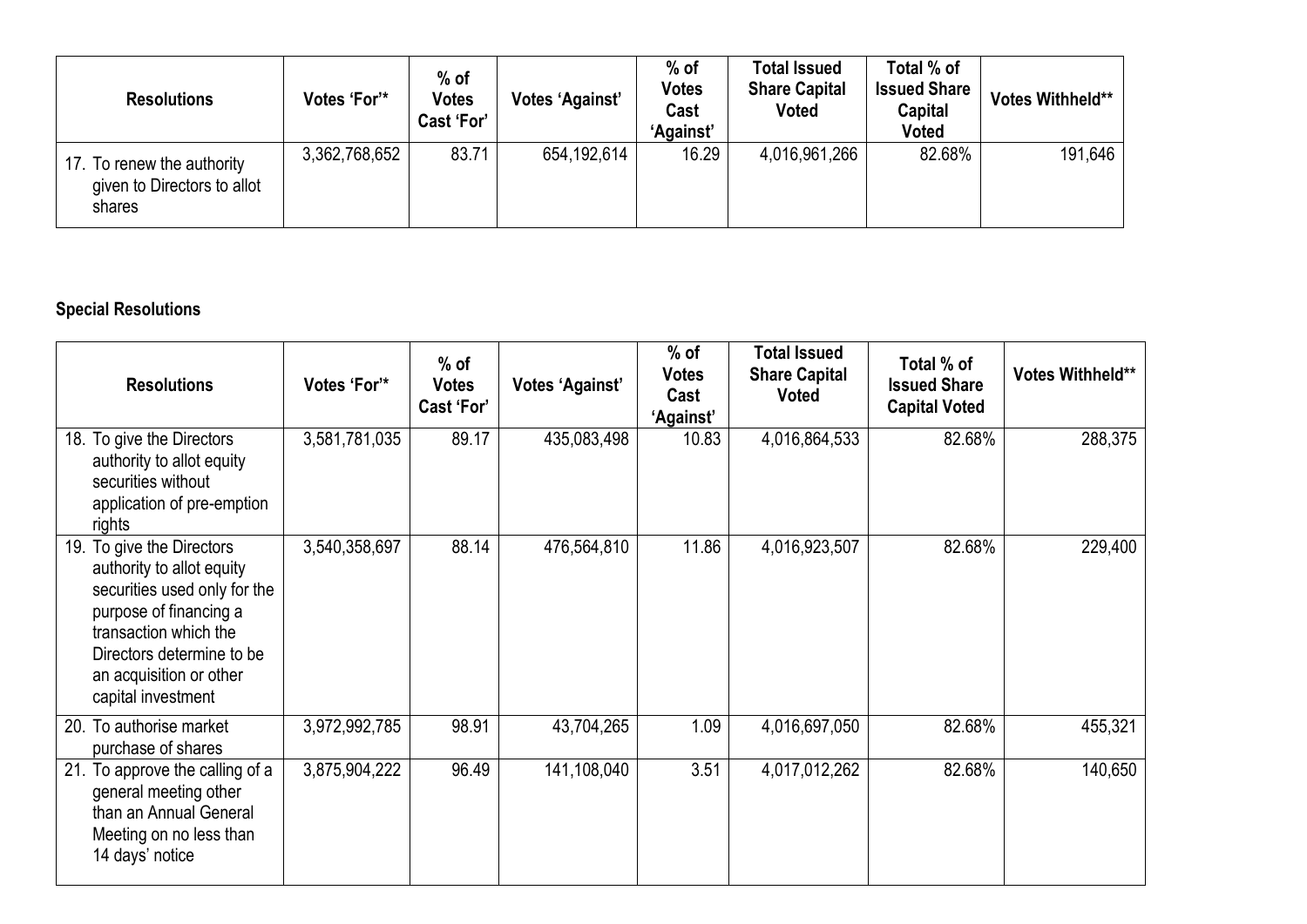| Resolutions | Votes 'For'* | % of Votes Cast 'For' | Votes 'Against' | % of Votes Cast 'Against' | Total Issued Share Capital Voted | Total % of Issued Share Capital Voted | Votes Withheld** |
|---|---|---|---|---|---|---|---|
| 17. To renew the authority given to Directors to allot shares | 3,362,768,652 | 83.71 | 654,192,614 | 16.29 | 4,016,961,266 | 82.68% | 191,646 |

**Special Resolutions**

| Resolutions | Votes 'For'* | % of Votes Cast 'For' | Votes 'Against' | % of Votes Cast 'Against' | Total Issued Share Capital Voted | Total % of Issued Share Capital Voted | Votes Withheld** |
|---|---|---|---|---|---|---|---|
| 18. To give the Directors authority to allot equity securities without application of pre-emption rights | 3,581,781,035 | 89.17 | 435,083,498 | 10.83 | 4,016,864,533 | 82.68% | 288,375 |
| 19. To give the Directors authority to allot equity securities used only for the purpose of financing a transaction which the Directors determine to be an acquisition or other capital investment | 3,540,358,697 | 88.14 | 476,564,810 | 11.86 | 4,016,923,507 | 82.68% | 229,400 |
| 20. To authorise market purchase of shares | 3,972,992,785 | 98.91 | 43,704,265 | 1.09 | 4,016,697,050 | 82.68% | 455,321 |
| 21. To approve the calling of a general meeting other than an Annual General Meeting on no less than 14 days' notice | 3,875,904,222 | 96.49 | 141,108,040 | 3.51 | 4,017,012,262 | 82.68% | 140,650 |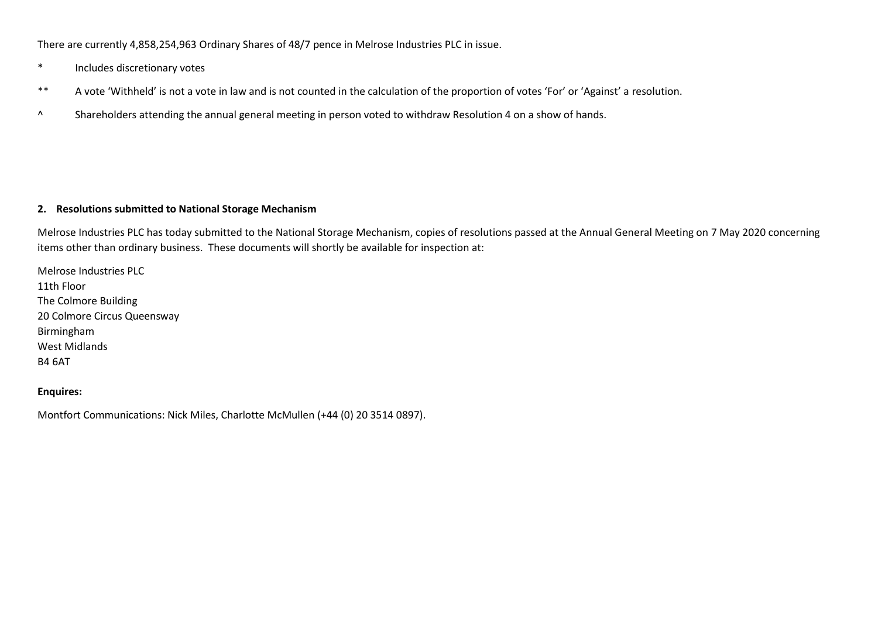There are currently 4,858,254,963 Ordinary Shares of 48/7 pence in Melrose Industries PLC in issue.

\* Includes discretionary votes

\*\* A vote 'Withheld' is not a vote in law and is not counted in the calculation of the proportion of votes 'For' or 'Against' a resolution.

^ Shareholders attending the annual general meeting in person voted to withdraw Resolution 4 on a show of hands.

## 2. Resolutions submitted to National Storage Mechanism

Melrose Industries PLC has today submitted to the National Storage Mechanism, copies of resolutions passed at the Annual General Meeting on 7 May 2020 concerning items other than ordinary business. These documents will shortly be available for inspection at:

Melrose Industries PLC
11th Floor
The Colmore Building
20 Colmore Circus Queensway
Birmingham
West Midlands
B4 6AT

**Enquires:**

Montfort Communications: Nick Miles, Charlotte McMullen (+44 (0) 20 3514 0897).